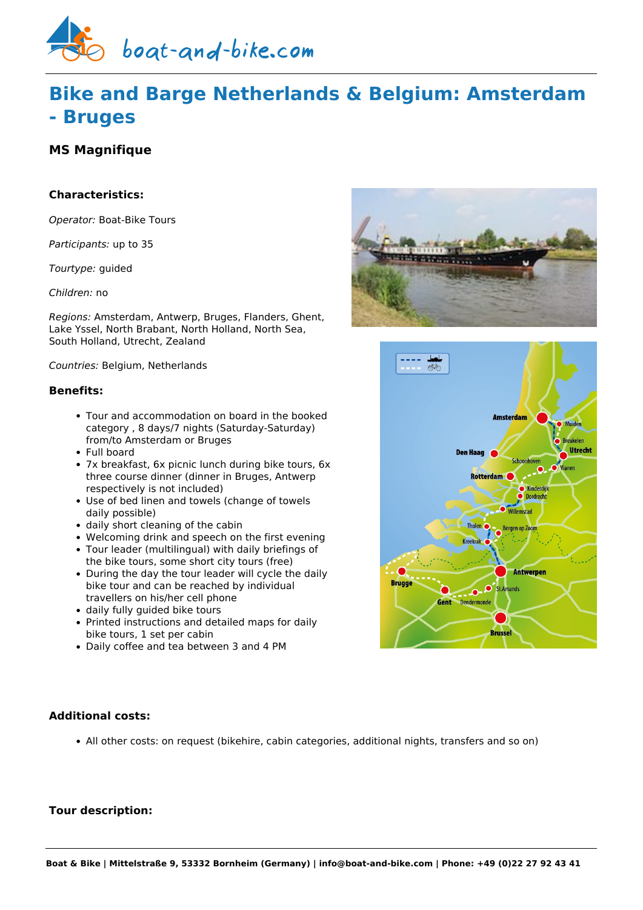# Bike and Barge Netherlands & Belgium: Amsterdam - Bruges

### MS Magnifique

#### Characteristics:

*Operator:* Boat-Bike Tours

*Participants:* up to 35

*Tourtype:* guided

*Children:* no

*Regions:* Amsterdam, Antwerp, Bruges, Flanders, Ghent, Lake Yssel, North Brabant, North Holland, North Sea, South Holland, Utrecht, Zealand

*Countries:* Belgium, Netherlands

#### Benefits:

- Tour and accommodation on board in the booked category , 8 days/7 nights (Saturday-Saturday) from/to Amsterdam or Bruges
- Full board
- 7x breakfast, 6x picnic lunch during bike tours, 6x three course dinner (dinner in Bruges, Antwerp respectively is not included)
- Use of bed linen and towels (change of towels daily possible)
- daily short cleaning of the cabin
- Welcoming drink and speech on the first evening
- Tour leader (multilingual) with daily briefings of the bike tours, some short city tours (free)
- During the day the tour leader will cycle the daily bike tour and can be reached by individual travellers on his/her cell phone
- daily fully guided bike tours
- Printed instructions and detailed maps for daily bike tours, 1 set per cabin
- Daily coffee and tea between 3 and 4 PM

#### Additional costs:

- All other costs: on request (bikehire, cabin categories, additional nights, transfers and so on)

#### Tour description: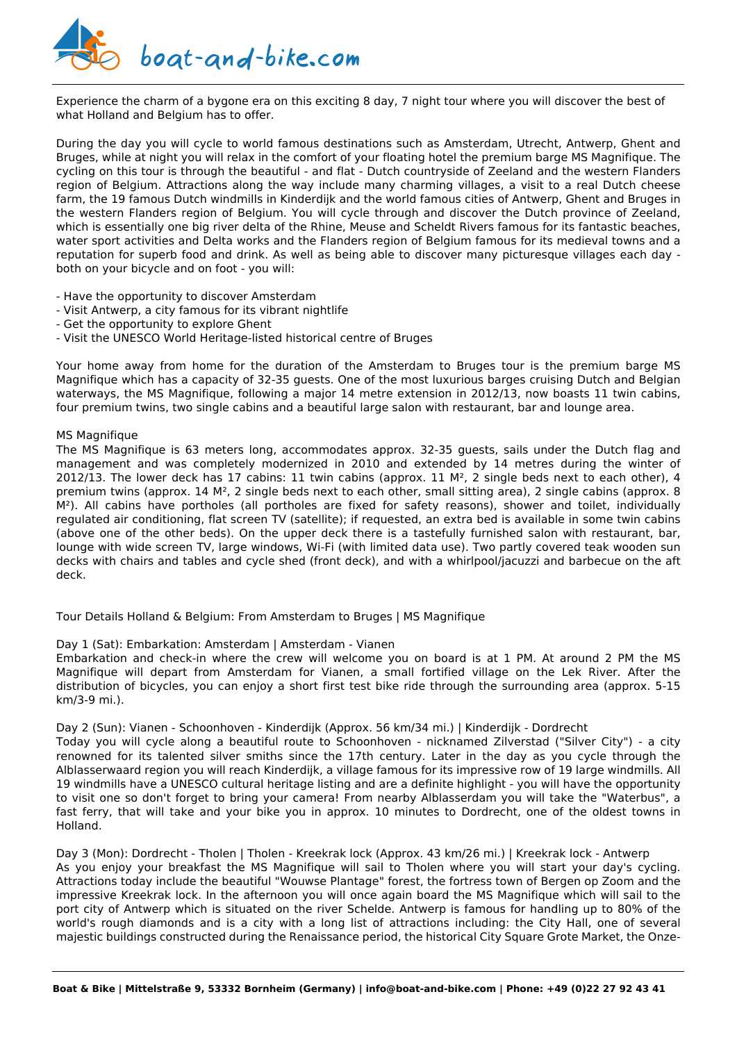Experience the charm of a bygone era on this exciting 8 day, 7 night tour where you will discover the best of what Holland and Belgium has to offer.

During the day you will cycle to world famous destinations such as Amsterdam, Utrecht, Antwerp, Ghent and Bruges, while at night you will relax in the comfort of your floating hotel the premium barge MS Magnifique. The cycling on this tour is through the beautiful - and flat - Dutch countryside of Zeeland and the western Flanders region of Belgium. Attractions along the way include many charming villages, a visit to a real Dutch cheese farm, the 19 famous Dutch windmills in Kinderdijk and the world famous cities of Antwerp, Ghent and Bruges in the western Flanders region of Belgium. You will cycle through and discover the Dutch province of Zeeland, which is essentially one big river delta of the Rhine, Meuse and Scheldt Rivers famous for its fantastic beaches, water sport activities and Delta works and the Flanders region of Belgium famous for its medieval towns and a reputation for superb food and drink. As well as being able to discover many picturesque villages each day - both on your bicycle and on foot - you will:

- Have the opportunity to discover Amsterdam
- Visit Antwerp, a city famous for its vibrant nightlife
- Get the opportunity to explore Ghent
- Visit the UNESCO World Heritage-listed historical centre of Bruges

Your home away from home for the duration of the Amsterdam to Bruges tour is the premium barge MS Magnifique which has a capacity of 32-35 guests. One of the most luxurious barges cruising Dutch and Belgian waterways, the MS Magnifique, following a major 14 metre extension in 2012/13, now boasts 11 twin cabins, four premium twins, two single cabins and a beautiful large salon with restaurant, bar and lounge area.

MS Magnifique
The MS Magnifique is 63 meters long, accommodates approx. 32-35 guests, sails under the Dutch flag and management and was completely modernized in 2010 and extended by 14 metres during the winter of 2012/13. The lower deck has 17 cabins: 11 twin cabins (approx. 11 M², 2 single beds next to each other), 4 premium twins (approx. 14 M², 2 single beds next to each other, small sitting area), 2 single cabins (approx. 8 M²). All cabins have portholes (all portholes are fixed for safety reasons), shower and toilet, individually regulated air conditioning, flat screen TV (satellite); if requested, an extra bed is available in some twin cabins (above one of the other beds). On the upper deck there is a tastefully furnished salon with restaurant, bar, lounge with wide screen TV, large windows, Wi-Fi (with limited data use). Two partly covered teak wooden sun decks with chairs and tables and cycle shed (front deck), and with a whirlpool/jacuzzi and barbecue on the aft deck.

Tour Details Holland & Belgium: From Amsterdam to Bruges | MS Magnifique

Day 1 (Sat): Embarkation: Amsterdam | Amsterdam - Vianen
Embarkation and check-in where the crew will welcome you on board is at 1 PM. At around 2 PM the MS Magnifique will depart from Amsterdam for Vianen, a small fortified village on the Lek River. After the distribution of bicycles, you can enjoy a short first test bike ride through the surrounding area (approx. 5-15 km/3-9 mi.).

Day 2 (Sun): Vianen - Schoonhoven - Kinderdijk (Approx. 56 km/34 mi.) | Kinderdijk - Dordrecht
Today you will cycle along a beautiful route to Schoonhoven - nicknamed Zilverstad ("Silver City") - a city renowned for its talented silver smiths since the 17th century. Later in the day as you cycle through the Alblasserwaard region you will reach Kinderdijk, a village famous for its impressive row of 19 large windmills. All 19 windmills have a UNESCO cultural heritage listing and are a definite highlight - you will have the opportunity to visit one so don't forget to bring your camera! From nearby Alblasserdam you will take the "Waterbus", a fast ferry, that will take and your bike you in approx. 10 minutes to Dordrecht, one of the oldest towns in Holland.

Day 3 (Mon): Dordrecht - Tholen | Tholen - Kreekrak lock (Approx. 43 km/26 mi.) | Kreekrak lock - Antwerp
As you enjoy your breakfast the MS Magnifique will sail to Tholen where you will start your day's cycling. Attractions today include the beautiful "Wouwse Plantage" forest, the fortress town of Bergen op Zoom and the impressive Kreekrak lock. In the afternoon you will once again board the MS Magnifique which will sail to the port city of Antwerp which is situated on the river Schelde. Antwerp is famous for handling up to 80% of the world's rough diamonds and is a city with a long list of attractions including: the City Hall, one of several majestic buildings constructed during the Renaissance period, the historical City Square Grote Market, the Onze-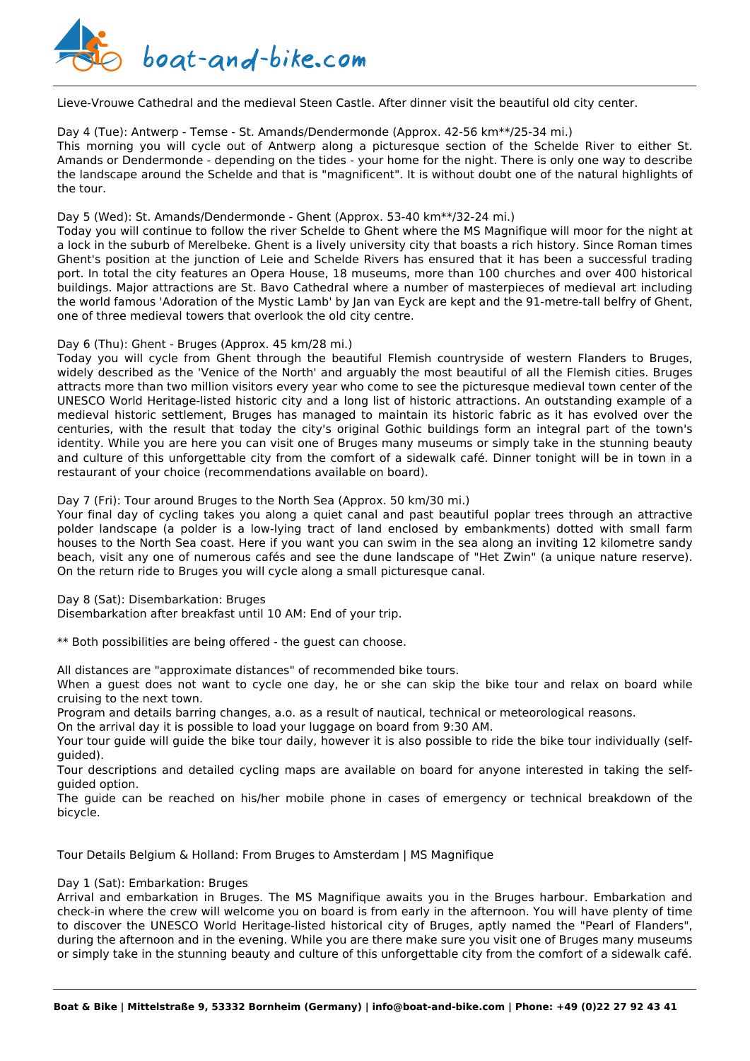Lieve-Vrouwe Cathedral and the medieval Steen Castle. After dinner visit the beautiful old city center.

Day 4 (Tue): Antwerp - Temse - St. Amands/Dendermonde (Approx. 42-56 km**/25-34 mi.)
This morning you will cycle out of Antwerp along a picturesque section of the Schelde River to either St. Amands or Dendermonde - depending on the tides - your home for the night. There is only one way to describe the landscape around the Schelde and that is "magnificent". It is without doubt one of the natural highlights of the tour.

Day 5 (Wed): St. Amands/Dendermonde - Ghent (Approx. 53-40 km**/32-24 mi.)
Today you will continue to follow the river Schelde to Ghent where the MS Magnifique will moor for the night at a lock in the suburb of Merelbeke. Ghent is a lively university city that boasts a rich history. Since Roman times Ghent's position at the junction of Leie and Schelde Rivers has ensured that it has been a successful trading port. In total the city features an Opera House, 18 museums, more than 100 churches and over 400 historical buildings. Major attractions are St. Bavo Cathedral where a number of masterpieces of medieval art including the world famous 'Adoration of the Mystic Lamb' by Jan van Eyck are kept and the 91-metre-tall belfry of Ghent, one of three medieval towers that overlook the old city centre.

Day 6 (Thu): Ghent - Bruges (Approx. 45 km/28 mi.)
Today you will cycle from Ghent through the beautiful Flemish countryside of western Flanders to Bruges, widely described as the 'Venice of the North' and arguably the most beautiful of all the Flemish cities. Bruges attracts more than two million visitors every year who come to see the picturesque medieval town center of the UNESCO World Heritage-listed historic city and a long list of historic attractions. An outstanding example of a medieval historic settlement, Bruges has managed to maintain its historic fabric as it has evolved over the centuries, with the result that today the city's original Gothic buildings form an integral part of the town's identity. While you are here you can visit one of Bruges many museums or simply take in the stunning beauty and culture of this unforgettable city from the comfort of a sidewalk café. Dinner tonight will be in town in a restaurant of your choice (recommendations available on board).

Day 7 (Fri): Tour around Bruges to the North Sea (Approx. 50 km/30 mi.)
Your final day of cycling takes you along a quiet canal and past beautiful poplar trees through an attractive polder landscape (a polder is a low-lying tract of land enclosed by embankments) dotted with small farm houses to the North Sea coast. Here if you want you can swim in the sea along an inviting 12 kilometre sandy beach, visit any one of numerous cafés and see the dune landscape of "Het Zwin" (a unique nature reserve). On the return ride to Bruges you will cycle along a small picturesque canal.

Day 8 (Sat): Disembarkation: Bruges
Disembarkation after breakfast until 10 AM: End of your trip.

** Both possibilities are being offered - the guest can choose.

All distances are "approximate distances" of recommended bike tours.
When a guest does not want to cycle one day, he or she can skip the bike tour and relax on board while cruising to the next town.
Program and details barring changes, a.o. as a result of nautical, technical or meteorological reasons.
On the arrival day it is possible to load your luggage on board from 9:30 AM.
Your tour guide will guide the bike tour daily, however it is also possible to ride the bike tour individually (self-guided).
Tour descriptions and detailed cycling maps are available on board for anyone interested in taking the self-guided option.
The guide can be reached on his/her mobile phone in cases of emergency or technical breakdown of the bicycle.

Tour Details Belgium & Holland: From Bruges to Amsterdam | MS Magnifique

Day 1 (Sat): Embarkation: Bruges
Arrival and embarkation in Bruges. The MS Magnifique awaits you in the Bruges harbour. Embarkation and check-in where the crew will welcome you on board is from early in the afternoon. You will have plenty of time to discover the UNESCO World Heritage-listed historical city of Bruges, aptly named the "Pearl of Flanders", during the afternoon and in the evening. While you are there make sure you visit one of Bruges many museums or simply take in the stunning beauty and culture of this unforgettable city from the comfort of a sidewalk café.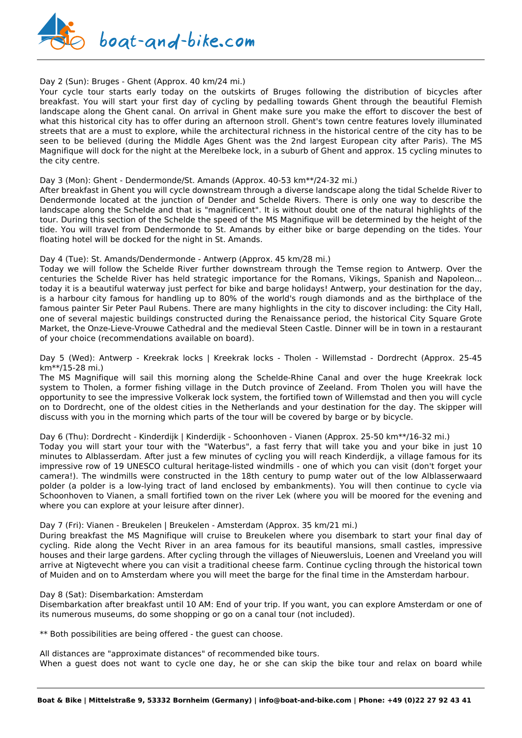Day 2 (Sun): Bruges - Ghent (Approx. 40 km/24 mi.)
Your cycle tour starts early today on the outskirts of Bruges following the distribution of bicycles after breakfast. You will start your first day of cycling by pedalling towards Ghent through the beautiful Flemish landscape along the Ghent canal. On arrival in Ghent make sure you make the effort to discover the best of what this historical city has to offer during an afternoon stroll. Ghent's town centre features lovely illuminated streets that are a must to explore, while the architectural richness in the historical centre of the city has to be seen to be believed (during the Middle Ages Ghent was the 2nd largest European city after Paris). The MS Magnifique will dock for the night at the Merelbeke lock, in a suburb of Ghent and approx. 15 cycling minutes to the city centre.

Day 3 (Mon): Ghent - Dendermonde/St. Amands (Approx. 40-53 km**/24-32 mi.)
After breakfast in Ghent you will cycle downstream through a diverse landscape along the tidal Schelde River to Dendermonde located at the junction of Dender and Schelde Rivers. There is only one way to describe the landscape along the Schelde and that is "magnificent". It is without doubt one of the natural highlights of the tour. During this section of the Schelde the speed of the MS Magnifique will be determined by the height of the tide. You will travel from Dendermonde to St. Amands by either bike or barge depending on the tides. Your floating hotel will be docked for the night in St. Amands.

Day 4 (Tue): St. Amands/Dendermonde - Antwerp (Approx. 45 km/28 mi.)
Today we will follow the Schelde River further downstream through the Temse region to Antwerp. Over the centuries the Schelde River has held strategic importance for the Romans, Vikings, Spanish and Napoleon... today it is a beautiful waterway just perfect for bike and barge holidays! Antwerp, your destination for the day, is a harbour city famous for handling up to 80% of the world's rough diamonds and as the birthplace of the famous painter Sir Peter Paul Rubens. There are many highlights in the city to discover including: the City Hall, one of several majestic buildings constructed during the Renaissance period, the historical City Square Grote Market, the Onze-Lieve-Vrouwe Cathedral and the medieval Steen Castle. Dinner will be in town in a restaurant of your choice (recommendations available on board).

Day 5 (Wed): Antwerp - Kreekrak locks | Kreekrak locks - Tholen - Willemstad - Dordrecht (Approx. 25-45 km**/15-28 mi.)
The MS Magnifique will sail this morning along the Schelde-Rhine Canal and over the huge Kreekrak lock system to Tholen, a former fishing village in the Dutch province of Zeeland. From Tholen you will have the opportunity to see the impressive Volkerak lock system, the fortified town of Willemstad and then you will cycle on to Dordrecht, one of the oldest cities in the Netherlands and your destination for the day. The skipper will discuss with you in the morning which parts of the tour will be covered by barge or by bicycle.

Day 6 (Thu): Dordrecht - Kinderdijk | Kinderdijk - Schoonhoven - Vianen (Approx. 25-50 km**/16-32 mi.)
Today you will start your tour with the "Waterbus", a fast ferry that will take you and your bike in just 10 minutes to Alblasserdam. After just a few minutes of cycling you will reach Kinderdijk, a village famous for its impressive row of 19 UNESCO cultural heritage-listed windmills - one of which you can visit (don't forget your camera!). The windmills were constructed in the 18th century to pump water out of the low Alblasserwaard polder (a polder is a low-lying tract of land enclosed by embankments). You will then continue to cycle via Schoonhoven to Vianen, a small fortified town on the river Lek (where you will be moored for the evening and where you can explore at your leisure after dinner).

Day 7 (Fri): Vianen - Breukelen | Breukelen - Amsterdam (Approx. 35 km/21 mi.)
During breakfast the MS Magnifique will cruise to Breukelen where you disembark to start your final day of cycling. Ride along the Vecht River in an area famous for its beautiful mansions, small castles, impressive houses and their large gardens. After cycling through the villages of Nieuwersluis, Loenen and Vreeland you will arrive at Nigtevecht where you can visit a traditional cheese farm. Continue cycling through the historical town of Muiden and on to Amsterdam where you will meet the barge for the final time in the Amsterdam harbour.

Day 8 (Sat): Disembarkation: Amsterdam
Disembarkation after breakfast until 10 AM: End of your trip. If you want, you can explore Amsterdam or one of its numerous museums, do some shopping or go on a canal tour (not included).

** Both possibilities are being offered - the guest can choose.

All distances are "approximate distances" of recommended bike tours.
When a guest does not want to cycle one day, he or she can skip the bike tour and relax on board while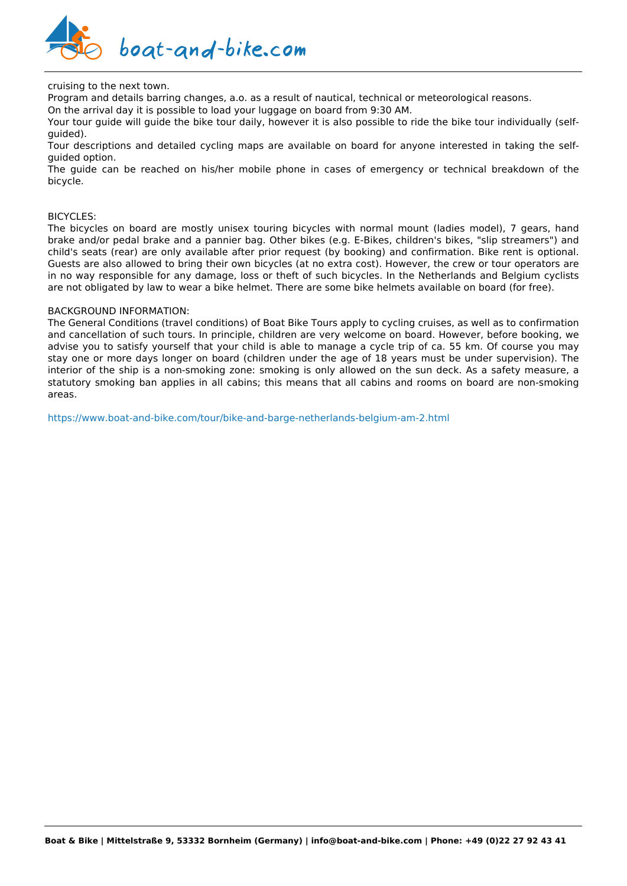cruising to the next town.

Program and details barring changes, a.o. as a result of nautical, technical or meteorological reasons.

On the arrival day it is possible to load your luggage on board from 9:30 AM.

Your tour guide will guide the bike tour daily, however it is also possible to ride the bike tour individually (self-guided).

Tour descriptions and detailed cycling maps are available on board for anyone interested in taking the self-guided option.

The guide can be reached on his/her mobile phone in cases of emergency or technical breakdown of the bicycle.

BICYCLES:

The bicycles on board are mostly unisex touring bicycles with normal mount (ladies model), 7 gears, hand brake and/or pedal brake and a pannier bag. Other bikes (e.g. E-Bikes, children's bikes, "slip streamers") and child's seats (rear) are only available after prior request (by booking) and confirmation. Bike rent is optional. Guests are also allowed to bring their own bicycles (at no extra cost). However, the crew or tour operators are in no way responsible for any damage, loss or theft of such bicycles. In the Netherlands and Belgium cyclists are not obligated by law to wear a bike helmet. There are some bike helmets available on board (for free).

BACKGROUND INFORMATION:

The General Conditions (travel conditions) of Boat Bike Tours apply to cycling cruises, as well as to confirmation and cancellation of such tours. In principle, children are very welcome on board. However, before booking, we advise you to satisfy yourself that your child is able to manage a cycle trip of ca. 55 km. Of course you may stay one or more days longer on board (children under the age of 18 years must be under supervision). The interior of the ship is a non-smoking zone: smoking is only allowed on the sun deck. As a safety measure, a statutory smoking ban applies in all cabins; this means that all cabins and rooms on board are non-smoking areas.

https://www.boat-and-bike.com/tour/bike-and-barge-netherlands-belgium-am-2.html